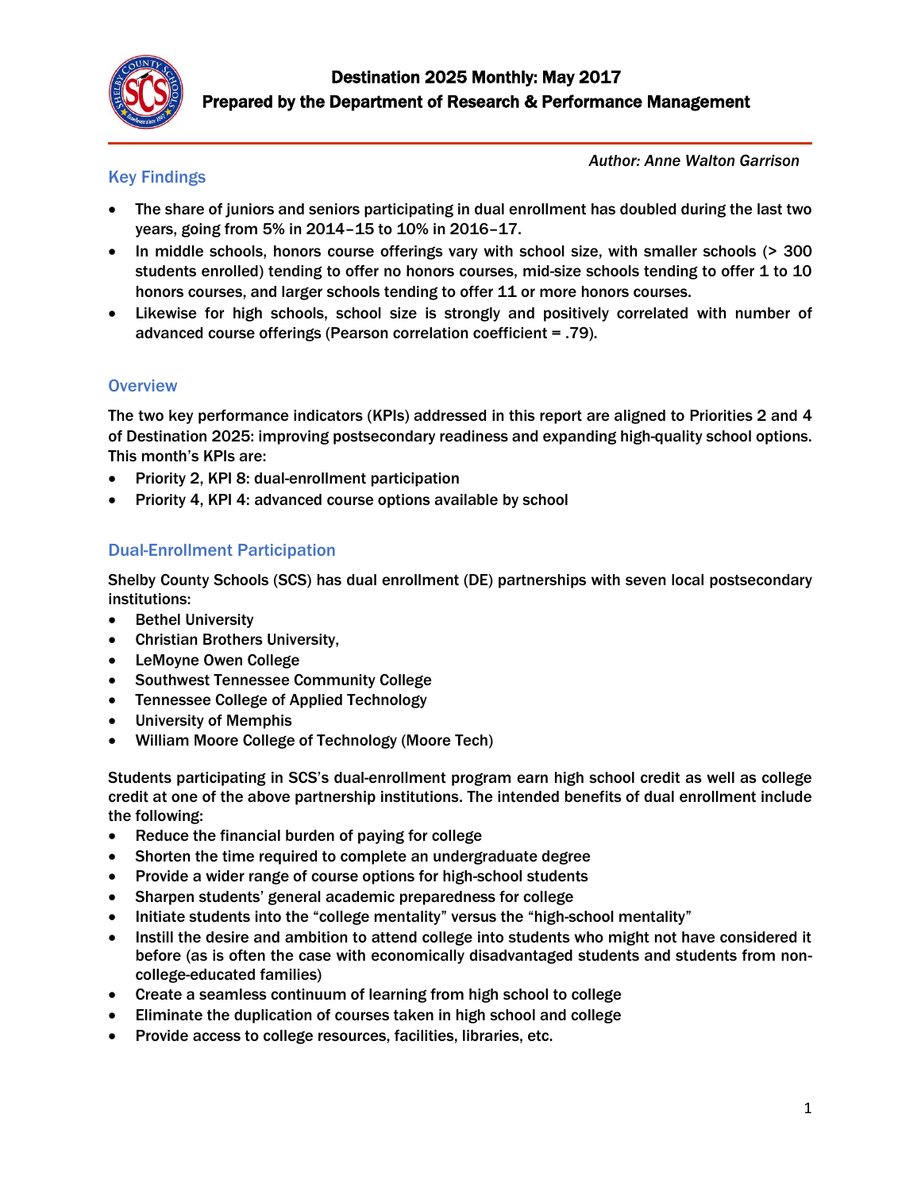# Destination 2025 Monthly: May 2017

## Prepared by the Department of Research & Performance Management

*Author: Anne Walton Garrison*

## Key Findings

- The share of juniors and seniors participating in dual enrollment has doubled during the last two years, going from 5% in 2014–15 to 10% in 2016–17.
- In middle schools, honors course offerings vary with school size, with smaller schools (> 300 students enrolled) tending to offer no honors courses, mid-size schools tending to offer 1 to 10 honors courses, and larger schools tending to offer 11 or more honors courses.
- Likewise for high schools, school size is strongly and positively correlated with number of advanced course offerings (Pearson correlation coefficient = .79).

## Overview

The two key performance indicators (KPIs) addressed in this report are aligned to Priorities 2 and 4 of Destination 2025: improving postsecondary readiness and expanding high-quality school options. This month's KPIs are:

- Priority 2, KPI 8: dual-enrollment participation
- Priority 4, KPI 4: advanced course options available by school

## Dual-Enrollment Participation

Shelby County Schools (SCS) has dual enrollment (DE) partnerships with seven local postsecondary institutions:

- Bethel University
- Christian Brothers University,
- LeMoyne Owen College
- Southwest Tennessee Community College
- Tennessee College of Applied Technology
- University of Memphis
- William Moore College of Technology (Moore Tech)

Students participating in SCS's dual-enrollment program earn high school credit as well as college credit at one of the above partnership institutions. The intended benefits of dual enrollment include the following:

- Reduce the financial burden of paying for college
- Shorten the time required to complete an undergraduate degree
- Provide a wider range of course options for high-school students
- Sharpen students' general academic preparedness for college
- Initiate students into the "college mentality" versus the "high-school mentality"
- Instill the desire and ambition to attend college into students who might not have considered it before (as is often the case with economically disadvantaged students and students from non-college-educated families)
- Create a seamless continuum of learning from high school to college
- Eliminate the duplication of courses taken in high school and college
- Provide access to college resources, facilities, libraries, etc.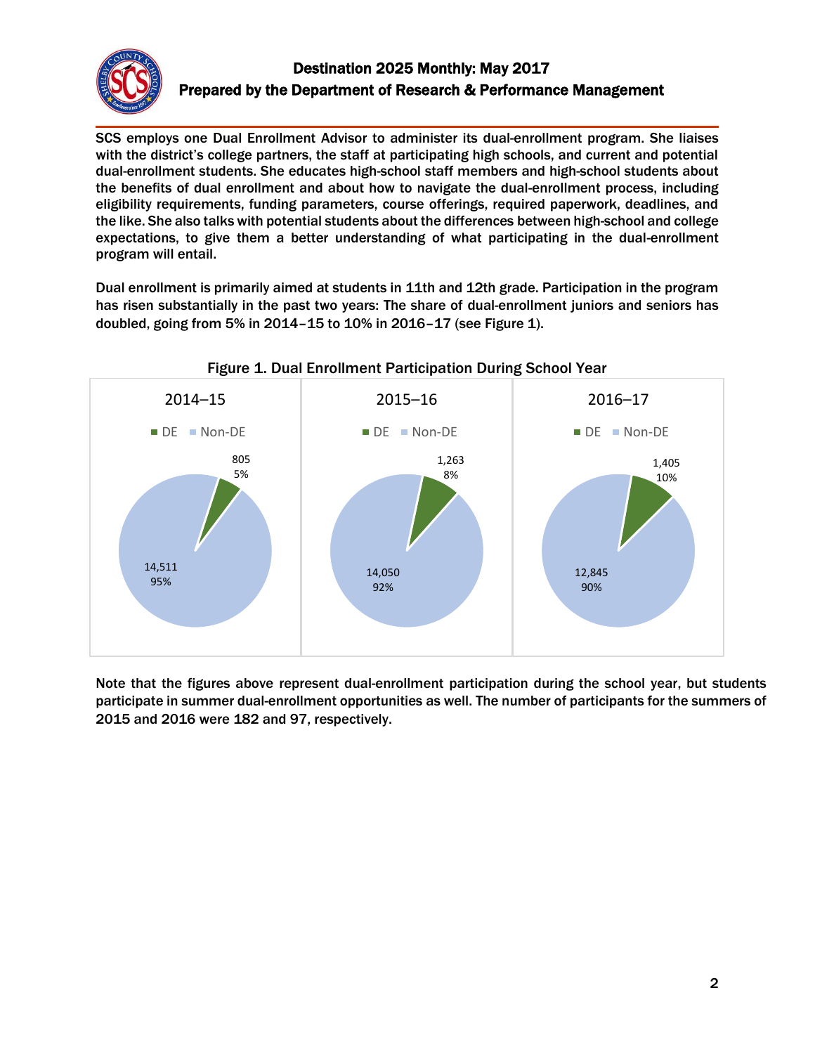# Destination 2025 Monthly: May 2017

## Prepared by the Department of Research & Performance Management

SCS employs one Dual Enrollment Advisor to administer its dual-enrollment program. She liaises with the district's college partners, the staff at participating high schools, and current and potential dual-enrollment students. She educates high-school staff members and high-school students about the benefits of dual enrollment and about how to navigate the dual-enrollment process, including eligibility requirements, funding parameters, course offerings, required paperwork, deadlines, and the like. She also talks with potential students about the differences between high-school and college expectations, to give them a better understanding of what participating in the dual-enrollment program will entail.

Dual enrollment is primarily aimed at students in 11th and 12th grade. Participation in the program has risen substantially in the past two years: The share of dual-enrollment juniors and seniors has doubled, going from 5% in 2014–15 to 10% in 2016–17 (see Figure 1).

Figure 1. Dual Enrollment Participation During School Year

| School Year | DE | Non-DE |
| --- | --- | --- |
| 2014–15 | 805 (5%) | 14,511 (95%) |
| 2015–16 | 1,263 (8%) | 14,050 (92%) |
| 2016–17 | 1,405 (10%) | 12,845 (90%) |

Note that the figures above represent dual-enrollment participation during the school year, but students participate in summer dual-enrollment opportunities as well. The number of participants for the summers of 2015 and 2016 were 182 and 97, respectively.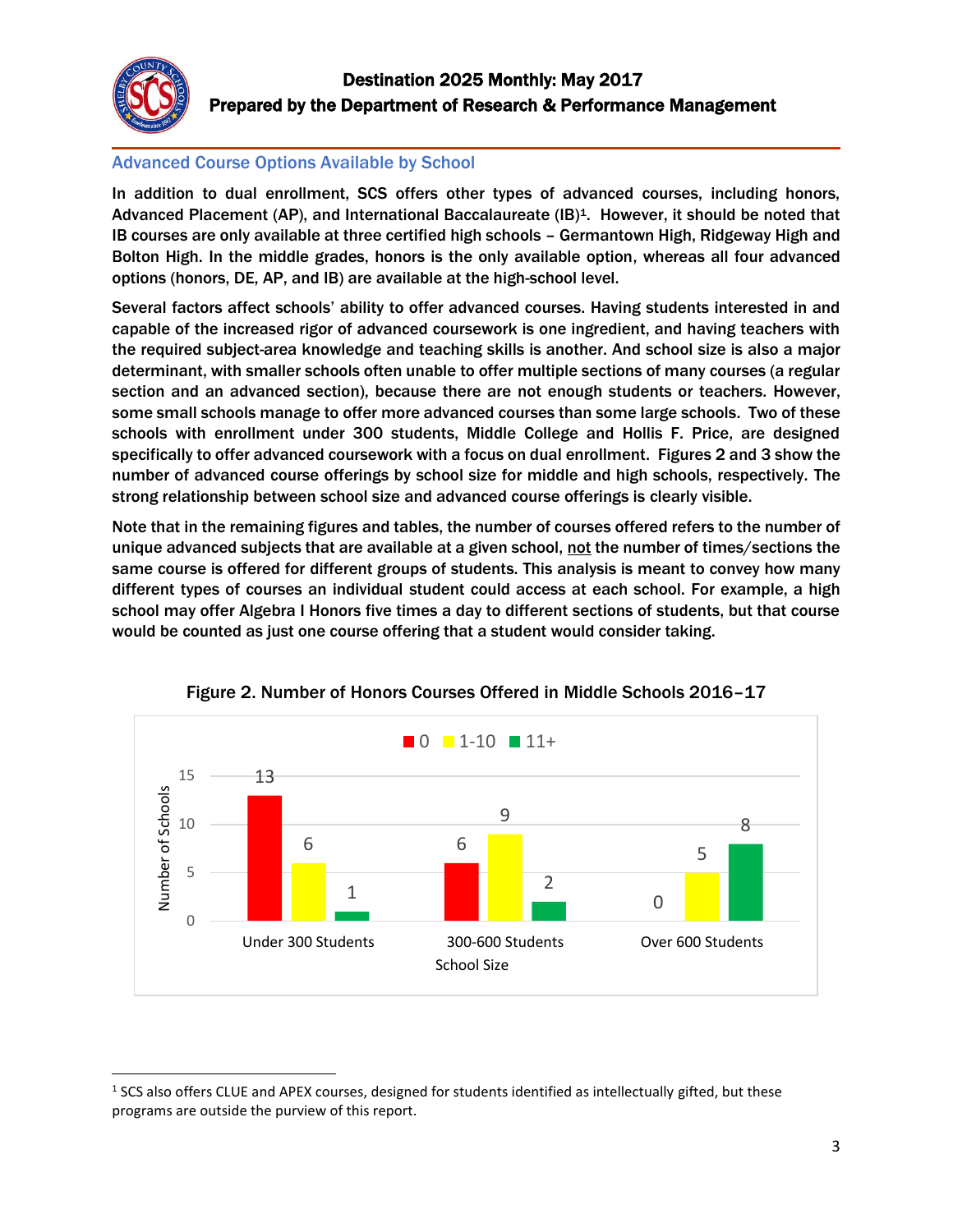## Advanced Course Options Available by School

In addition to dual enrollment, SCS offers other types of advanced courses, including honors, Advanced Placement (AP), and International Baccalaureate (IB)[1]. However, it should be noted that IB courses are only available at three certified high schools – Germantown High, Ridgeway High and Bolton High. In the middle grades, honors is the only available option, whereas all four advanced options (honors, DE, AP, and IB) are available at the high-school level.

Several factors affect schools' ability to offer advanced courses. Having students interested in and capable of the increased rigor of advanced coursework is one ingredient, and having teachers with the required subject-area knowledge and teaching skills is another. And school size is also a major determinant, with smaller schools often unable to offer multiple sections of many courses (a regular section and an advanced section), because there are not enough students or teachers. However, some small schools manage to offer more advanced courses than some large schools. Two of these schools with enrollment under 300 students, Middle College and Hollis F. Price, are designed specifically to offer advanced coursework with a focus on dual enrollment. Figures 2 and 3 show the number of advanced course offerings by school size for middle and high schools, respectively. The strong relationship between school size and advanced course offerings is clearly visible.

Note that in the remaining figures and tables, the number of courses offered refers to the number of unique advanced subjects that are available at a given school, <u>not</u> the number of times/sections the same course is offered for different groups of students. This analysis is meant to convey how many different types of courses an individual student could access at each school. For example, a high school may offer Algebra I Honors five times a day to different sections of students, but that course would be counted as just one course offering that a student would consider taking.

Figure 2. Number of Honors Courses Offered in Middle Schools 2016–17

| School Size | 0 | 1-10 | 11+ |
|---|---|---|---|
| Under 300 Students | 13 | 6 | 1 |
| 300-600 Students | 6 | 9 | 2 |
| Over 600 Students | 0 | 5 | 8 |

[1] SCS also offers CLUE and APEX courses, designed for students identified as intellectually gifted, but these programs are outside the purview of this report.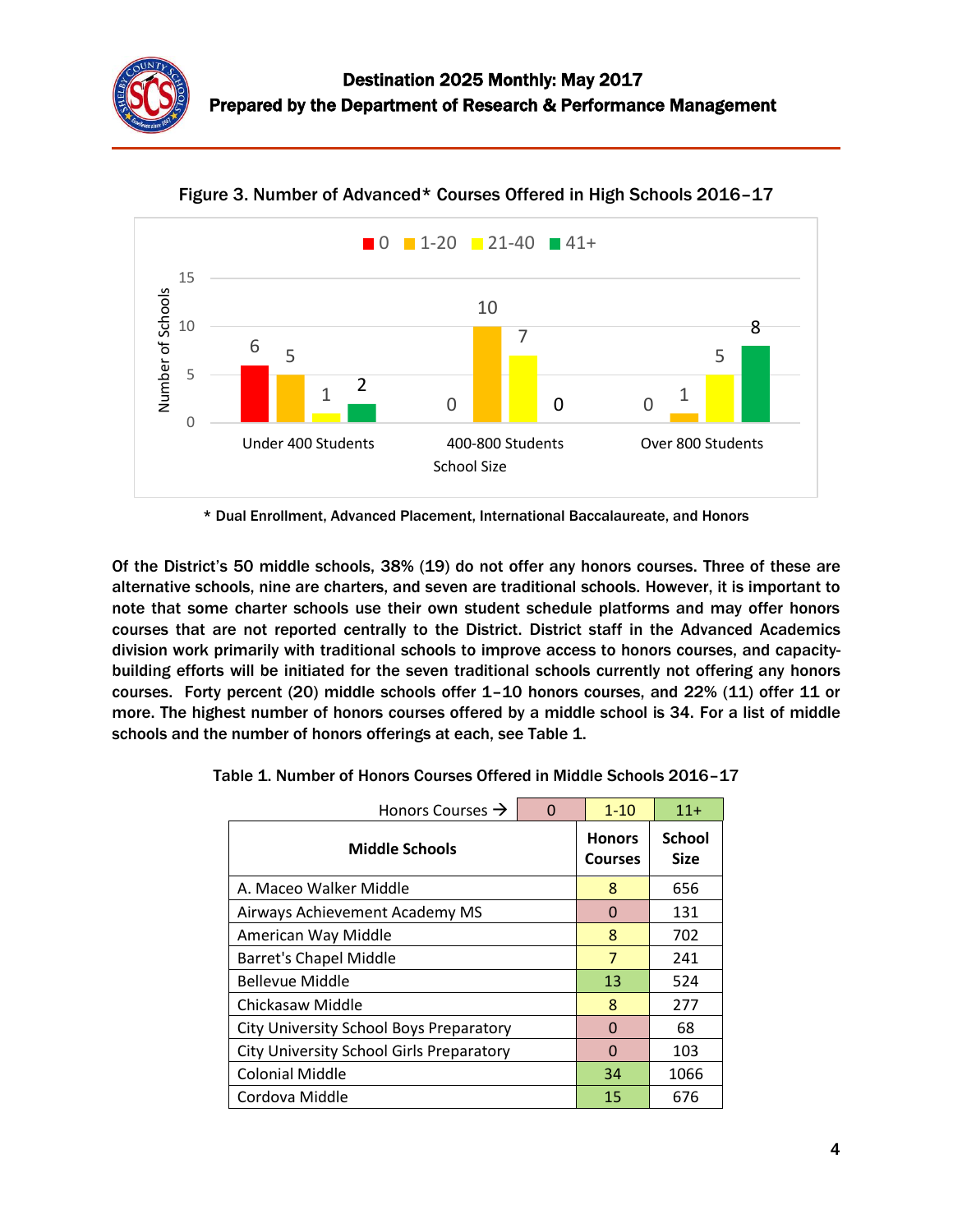Figure 3. Number of Advanced* Courses Offered in High Schools 2016–17

| School Size | 0 | 1-20 | 21-40 | 41+ |
|---|---|---|---|---|
| Under 400 Students | 6 | 5 | 1 | 2 |
| 400-800 Students | 0 | 10 | 7 | 0 |
| Over 800 Students | 0 | 1 | 5 | 8 |

\* Dual Enrollment, Advanced Placement, International Baccalaureate, and Honors

**Of the District's 50 middle schools, 38% (19) do not offer any honors courses. Three of these are alternative schools, nine are charters, and seven are traditional schools. However, it is important to note that some charter schools use their own student schedule platforms and may offer honors courses that are not reported centrally to the District. District staff in the Advanced Academics division work primarily with traditional schools to improve access to honors courses, and capacity-building efforts will be initiated for the seven traditional schools currently not offering any honors courses. Forty percent (20) middle schools offer 1–10 honors courses, and 22% (11) offer 11 or more. The highest number of honors courses offered by a middle school is 34. For a list of middle schools and the number of honors offerings at each, see Table 1.**

Table 1. Number of Honors Courses Offered in Middle Schools 2016–17

Honors Courses → 0 | 1-10 | 11+

| Middle Schools | Honors Courses | School Size |
|---|---|---|
| A. Maceo Walker Middle | 8 | 656 |
| Airways Achievement Academy MS | 0 | 131 |
| American Way Middle | 8 | 702 |
| Barret's Chapel Middle | 7 | 241 |
| Bellevue Middle | 13 | 524 |
| Chickasaw Middle | 8 | 277 |
| City University School Boys Preparatory | 0 | 68 |
| City University School Girls Preparatory | 0 | 103 |
| Colonial Middle | 34 | 1066 |
| Cordova Middle | 15 | 676 |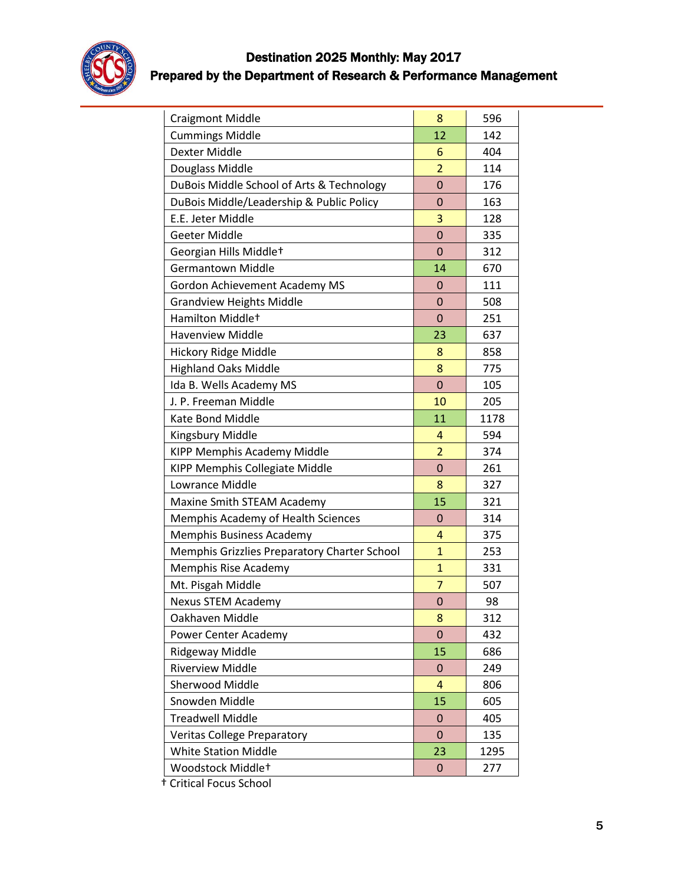| | | |
|---|---|---|
| Craigmont Middle | 8 | 596 |
| Cummings Middle | 12 | 142 |
| Dexter Middle | 6 | 404 |
| Douglass Middle | 2 | 114 |
| DuBois Middle School of Arts & Technology | 0 | 176 |
| DuBois Middle/Leadership & Public Policy | 0 | 163 |
| E.E. Jeter Middle | 3 | 128 |
| Geeter Middle | 0 | 335 |
| Georgian Hills Middle† | 0 | 312 |
| Germantown Middle | 14 | 670 |
| Gordon Achievement Academy MS | 0 | 111 |
| Grandview Heights Middle | 0 | 508 |
| Hamilton Middle† | 0 | 251 |
| Havenview Middle | 23 | 637 |
| Hickory Ridge Middle | 8 | 858 |
| Highland Oaks Middle | 8 | 775 |
| Ida B. Wells Academy MS | 0 | 105 |
| J. P. Freeman Middle | 10 | 205 |
| Kate Bond Middle | 11 | 1178 |
| Kingsbury Middle | 4 | 594 |
| KIPP Memphis Academy Middle | 2 | 374 |
| KIPP Memphis Collegiate Middle | 0 | 261 |
| Lowrance Middle | 8 | 327 |
| Maxine Smith STEAM Academy | 15 | 321 |
| Memphis Academy of Health Sciences | 0 | 314 |
| Memphis Business Academy | 4 | 375 |
| Memphis Grizzlies Preparatory Charter School | 1 | 253 |
| Memphis Rise Academy | 1 | 331 |
| Mt. Pisgah Middle | 7 | 507 |
| Nexus STEM Academy | 0 | 98 |
| Oakhaven Middle | 8 | 312 |
| Power Center Academy | 0 | 432 |
| Ridgeway Middle | 15 | 686 |
| Riverview Middle | 0 | 249 |
| Sherwood Middle | 4 | 806 |
| Snowden Middle | 15 | 605 |
| Treadwell Middle | 0 | 405 |
| Veritas College Preparatory | 0 | 135 |
| White Station Middle | 23 | 1295 |
| Woodstock Middle† | 0 | 277 |

† Critical Focus School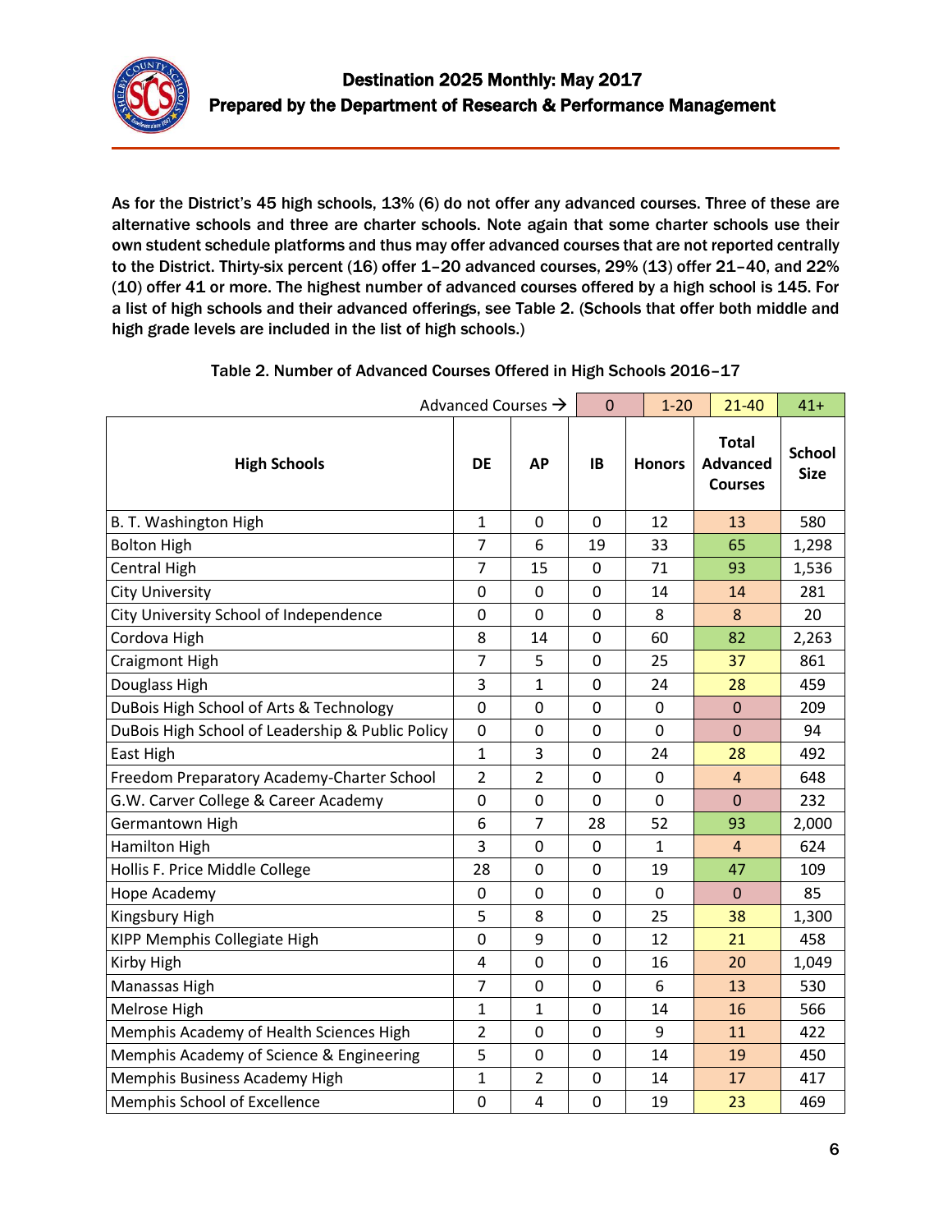As for the District's 45 high schools, 13% (6) do not offer any advanced courses. Three of these are alternative schools and three are charter schools. Note again that some charter schools use their own student schedule platforms and thus may offer advanced courses that are not reported centrally to the District. Thirty-six percent (16) offer 1–20 advanced courses, 29% (13) offer 21–40, and 22% (10) offer 41 or more. The highest number of advanced courses offered by a high school is 145. For a list of high schools and their advanced offerings, see Table 2. (Schools that offer both middle and high grade levels are included in the list of high schools.)

Table 2. Number of Advanced Courses Offered in High Schools 2016–17

| | | Advanced Courses → | 0 | 1-20 | 21-40 | 41+ |
|---|---|---|---|---|---|---|
| **High Schools** | **DE** | **AP** | **IB** | **Honors** | **Total Advanced Courses** | **School Size** |
| B. T. Washington High | 1 | 0 | 0 | 12 | 13 | 580 |
| Bolton High | 7 | 6 | 19 | 33 | 65 | 1,298 |
| Central High | 7 | 15 | 0 | 71 | 93 | 1,536 |
| City University | 0 | 0 | 0 | 14 | 14 | 281 |
| City University School of Independence | 0 | 0 | 0 | 8 | 8 | 20 |
| Cordova High | 8 | 14 | 0 | 60 | 82 | 2,263 |
| Craigmont High | 7 | 5 | 0 | 25 | 37 | 861 |
| Douglass High | 3 | 1 | 0 | 24 | 28 | 459 |
| DuBois High School of Arts & Technology | 0 | 0 | 0 | 0 | 0 | 209 |
| DuBois High School of Leadership & Public Policy | 0 | 0 | 0 | 0 | 0 | 94 |
| East High | 1 | 3 | 0 | 24 | 28 | 492 |
| Freedom Preparatory Academy-Charter School | 2 | 2 | 0 | 0 | 4 | 648 |
| G.W. Carver College & Career Academy | 0 | 0 | 0 | 0 | 0 | 232 |
| Germantown High | 6 | 7 | 28 | 52 | 93 | 2,000 |
| Hamilton High | 3 | 0 | 0 | 1 | 4 | 624 |
| Hollis F. Price Middle College | 28 | 0 | 0 | 19 | 47 | 109 |
| Hope Academy | 0 | 0 | 0 | 0 | 0 | 85 |
| Kingsbury High | 5 | 8 | 0 | 25 | 38 | 1,300 |
| KIPP Memphis Collegiate High | 0 | 9 | 0 | 12 | 21 | 458 |
| Kirby High | 4 | 0 | 0 | 16 | 20 | 1,049 |
| Manassas High | 7 | 0 | 0 | 6 | 13 | 530 |
| Melrose High | 1 | 1 | 0 | 14 | 16 | 566 |
| Memphis Academy of Health Sciences High | 2 | 0 | 0 | 9 | 11 | 422 |
| Memphis Academy of Science & Engineering | 5 | 0 | 0 | 14 | 19 | 450 |
| Memphis Business Academy High | 1 | 2 | 0 | 14 | 17 | 417 |
| Memphis School of Excellence | 0 | 4 | 0 | 19 | 23 | 469 |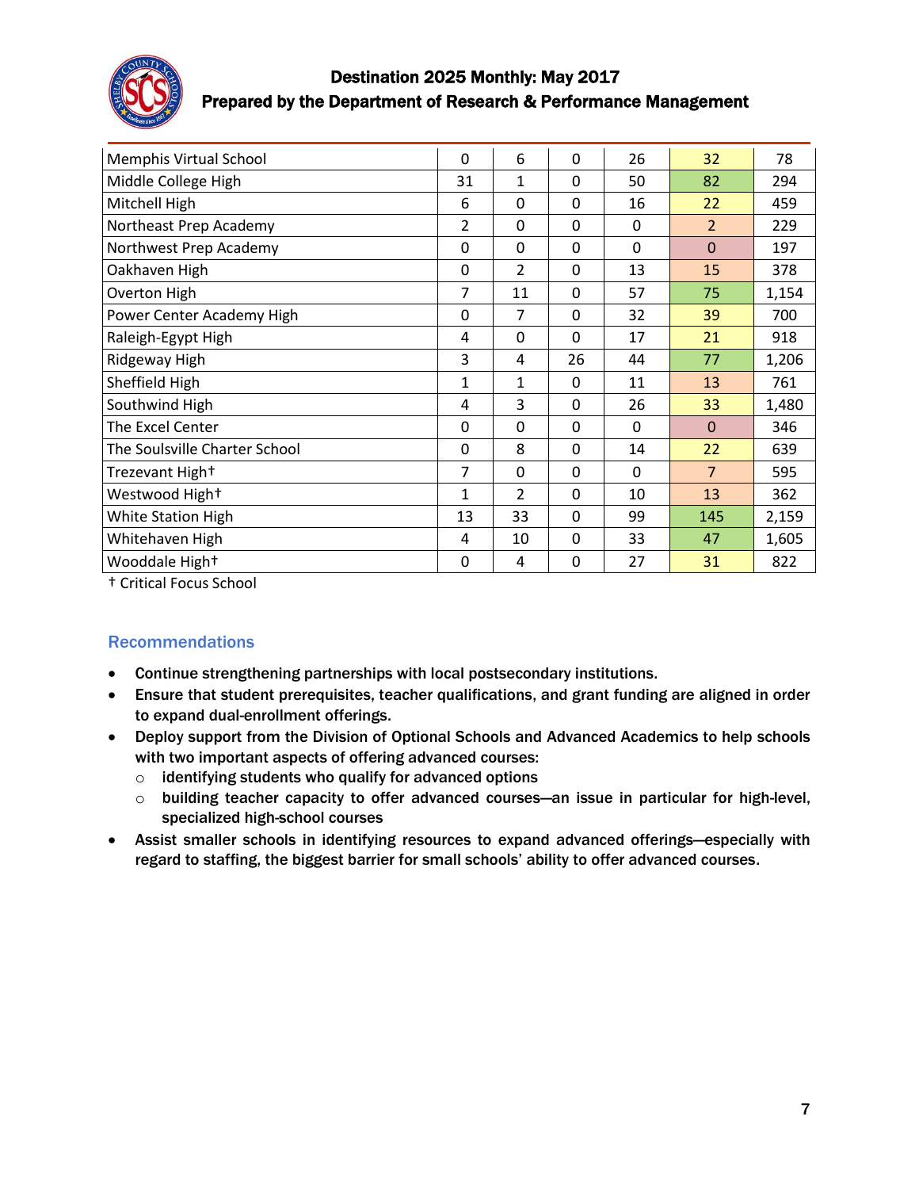| | | | | | | |
|---|---|---|---|---|---|---|
| Memphis Virtual School | 0 | 6 | 0 | 26 | 32 | 78 |
| Middle College High | 31 | 1 | 0 | 50 | 82 | 294 |
| Mitchell High | 6 | 0 | 0 | 16 | 22 | 459 |
| Northeast Prep Academy | 2 | 0 | 0 | 0 | 2 | 229 |
| Northwest Prep Academy | 0 | 0 | 0 | 0 | 0 | 197 |
| Oakhaven High | 0 | 2 | 0 | 13 | 15 | 378 |
| Overton High | 7 | 11 | 0 | 57 | 75 | 1,154 |
| Power Center Academy High | 0 | 7 | 0 | 32 | 39 | 700 |
| Raleigh-Egypt High | 4 | 0 | 0 | 17 | 21 | 918 |
| Ridgeway High | 3 | 4 | 26 | 44 | 77 | 1,206 |
| Sheffield High | 1 | 1 | 0 | 11 | 13 | 761 |
| Southwind High | 4 | 3 | 0 | 26 | 33 | 1,480 |
| The Excel Center | 0 | 0 | 0 | 0 | 0 | 346 |
| The Soulsville Charter School | 0 | 8 | 0 | 14 | 22 | 639 |
| Trezevant High† | 7 | 0 | 0 | 0 | 7 | 595 |
| Westwood High† | 1 | 2 | 0 | 10 | 13 | 362 |
| White Station High | 13 | 33 | 0 | 99 | 145 | 2,159 |
| Whitehaven High | 4 | 10 | 0 | 33 | 47 | 1,605 |
| Wooddale High† | 0 | 4 | 0 | 27 | 31 | 822 |

† Critical Focus School

## Recommendations

- **Continue strengthening partnerships with local postsecondary institutions.**
- **Ensure that student prerequisites, teacher qualifications, and grant funding are aligned in order to expand dual-enrollment offerings.**
- **Deploy support from the Division of Optional Schools and Advanced Academics to help schools with two important aspects of offering advanced courses:**
  - **identifying students who qualify for advanced options**
  - **building teacher capacity to offer advanced courses—an issue in particular for high-level, specialized high-school courses**
- **Assist smaller schools in identifying resources to expand advanced offerings—especially with regard to staffing, the biggest barrier for small schools' ability to offer advanced courses.**